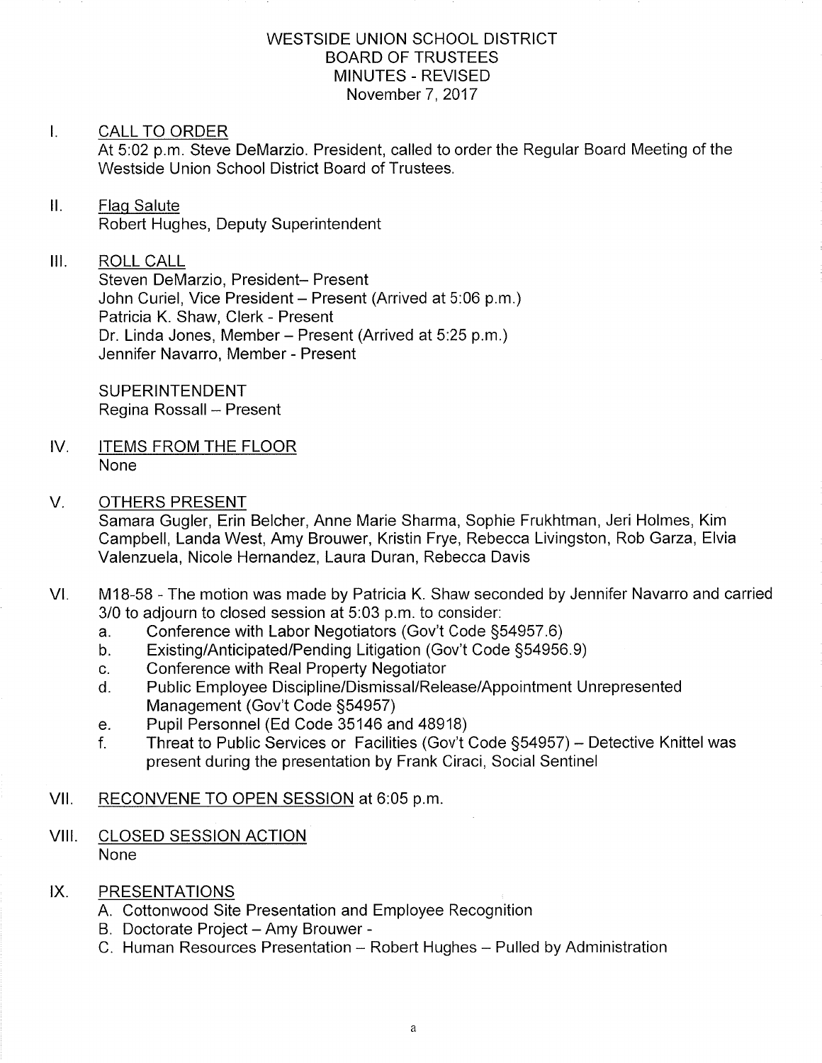# WESTSIDE UNION SCHOOL DISTRICT
## BOARD OF TRUSTEES
## MINUTES - REVISED
### November 7, 2017

I. CALL TO ORDER
At 5:02 p.m. Steve DeMarzio. President, called to order the Regular Board Meeting of the Westside Union School District Board of Trustees.

II. Flag Salute
Robert Hughes, Deputy Superintendent

III. ROLL CALL
Steven DeMarzio, President– Present
John Curiel, Vice President – Present (Arrived at 5:06 p.m.)
Patricia K. Shaw, Clerk - Present
Dr. Linda Jones, Member – Present (Arrived at 5:25 p.m.)
Jennifer Navarro, Member - Present

SUPERINTENDENT
Regina Rossall – Present

IV. ITEMS FROM THE FLOOR
None

V. OTHERS PRESENT
Samara Gugler, Erin Belcher, Anne Marie Sharma, Sophie Frukhtman, Jeri Holmes, Kim Campbell, Landa West, Amy Brouwer, Kristin Frye, Rebecca Livingston, Rob Garza, Elvia Valenzuela, Nicole Hernandez, Laura Duran, Rebecca Davis

VI. M18-58 - The motion was made by Patricia K. Shaw seconded by Jennifer Navarro and carried 3/0 to adjourn to closed session at 5:03 p.m. to consider:
   a. Conference with Labor Negotiators (Gov't Code §54957.6)
   b. Existing/Anticipated/Pending Litigation (Gov't Code §54956.9)
   c. Conference with Real Property Negotiator
   d. Public Employee Discipline/Dismissal/Release/Appointment Unrepresented Management (Gov't Code §54957)
   e. Pupil Personnel (Ed Code 35146 and 48918)
   f. Threat to Public Services or Facilities (Gov't Code §54957) – Detective Knittel was present during the presentation by Frank Ciraci, Social Sentinel

VII. RECONVENE TO OPEN SESSION at 6:05 p.m.

VIII. CLOSED SESSION ACTION
None

IX. PRESENTATIONS
   A. Cottonwood Site Presentation and Employee Recognition
   B. Doctorate Project – Amy Brouwer -
   C. Human Resources Presentation – Robert Hughes – Pulled by Administration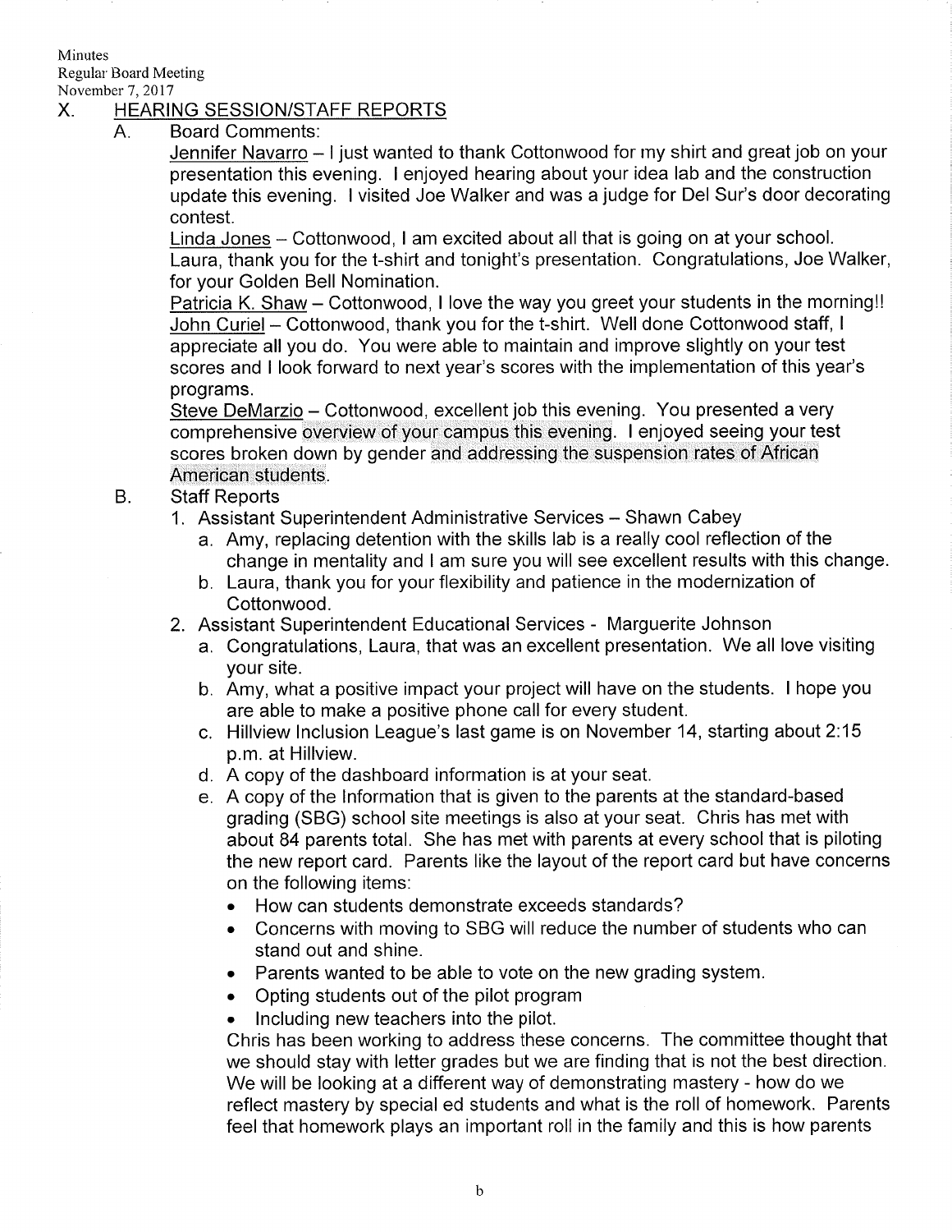## X. HEARING SESSION/STAFF REPORTS

### A. Board Comments:

Jennifer Navarro – I just wanted to thank Cottonwood for my shirt and great job on your presentation this evening. I enjoyed hearing about your idea lab and the construction update this evening. I visited Joe Walker and was a judge for Del Sur's door decorating contest.

Linda Jones – Cottonwood, I am excited about all that is going on at your school. Laura, thank you for the t-shirt and tonight's presentation. Congratulations, Joe Walker, for your Golden Bell Nomination.

Patricia K. Shaw – Cottonwood, I love the way you greet your students in the morning!!

John Curiel – Cottonwood, thank you for the t-shirt. Well done Cottonwood staff, I appreciate all you do. You were able to maintain and improve slightly on your test scores and I look forward to next year's scores with the implementation of this year's programs.

Steve DeMarzio – Cottonwood, excellent job this evening. You presented a very comprehensive overview of your campus this evening. I enjoyed seeing your test scores broken down by gender and addressing the suspension rates of African American students.

### B. Staff Reports

1. Assistant Superintendent Administrative Services – Shawn Cabey
   a. Amy, replacing detention with the skills lab is a really cool reflection of the change in mentality and I am sure you will see excellent results with this change.
   b. Laura, thank you for your flexibility and patience in the modernization of Cottonwood.
2. Assistant Superintendent Educational Services - Marguerite Johnson
   a. Congratulations, Laura, that was an excellent presentation. We all love visiting your site.
   b. Amy, what a positive impact your project will have on the students. I hope you are able to make a positive phone call for every student.
   c. Hillview Inclusion League's last game is on November 14, starting about 2:15 p.m. at Hillview.
   d. A copy of the dashboard information is at your seat.
   e. A copy of the Information that is given to the parents at the standard-based grading (SBG) school site meetings is also at your seat. Chris has met with about 84 parents total. She has met with parents at every school that is piloting the new report card. Parents like the layout of the report card but have concerns on the following items:
      - How can students demonstrate exceeds standards?
      - Concerns with moving to SBG will reduce the number of students who can stand out and shine.
      - Parents wanted to be able to vote on the new grading system.
      - Opting students out of the pilot program
      - Including new teachers into the pilot.

      Chris has been working to address these concerns. The committee thought that we should stay with letter grades but we are finding that is not the best direction. We will be looking at a different way of demonstrating mastery - how do we reflect mastery by special ed students and what is the roll of homework. Parents feel that homework plays an important roll in the family and this is how parents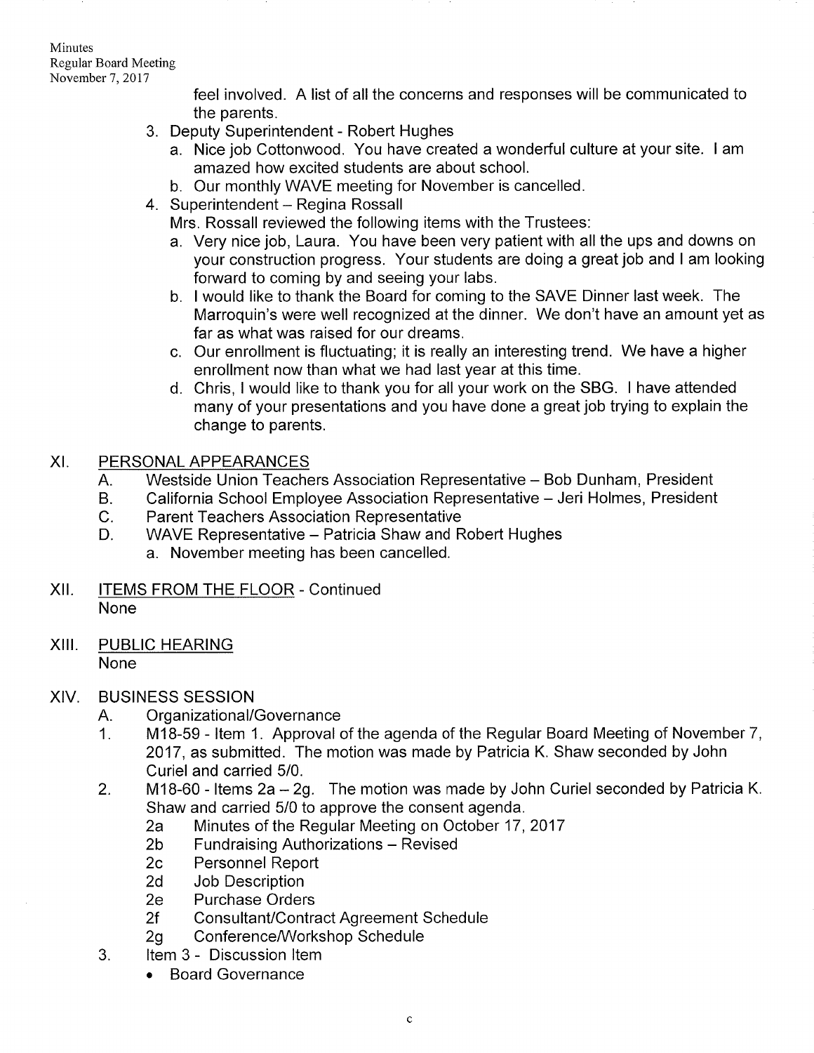feel involved. A list of all the concerns and responses will be communicated to the parents.

3. Deputy Superintendent - Robert Hughes
   a. Nice job Cottonwood. You have created a wonderful culture at your site. I am amazed how excited students are about school.
   b. Our monthly WAVE meeting for November is cancelled.
4. Superintendent – Regina Rossall
   Mrs. Rossall reviewed the following items with the Trustees:
   a. Very nice job, Laura. You have been very patient with all the ups and downs on your construction progress. Your students are doing a great job and I am looking forward to coming by and seeing your labs.
   b. I would like to thank the Board for coming to the SAVE Dinner last week. The Marroquin's were well recognized at the dinner. We don't have an amount yet as far as what was raised for our dreams.
   c. Our enrollment is fluctuating; it is really an interesting trend. We have a higher enrollment now than what we had last year at this time.
   d. Chris, I would like to thank you for all your work on the SBG. I have attended many of your presentations and you have done a great job trying to explain the change to parents.

## XI. PERSONAL APPEARANCES

A. Westside Union Teachers Association Representative – Bob Dunham, President
B. California School Employee Association Representative – Jeri Holmes, President
C. Parent Teachers Association Representative
D. WAVE Representative – Patricia Shaw and Robert Hughes
   a. November meeting has been cancelled.

## XII. ITEMS FROM THE FLOOR - Continued

None

## XIII. PUBLIC HEARING

None

## XIV. BUSINESS SESSION

A. Organizational/Governance

1. M18-59 - Item 1. Approval of the agenda of the Regular Board Meeting of November 7, 2017, as submitted. The motion was made by Patricia K. Shaw seconded by John Curiel and carried 5/0.
2. M18-60 - Items 2a – 2g. The motion was made by John Curiel seconded by Patricia K. Shaw and carried 5/0 to approve the consent agenda.
   - 2a Minutes of the Regular Meeting on October 17, 2017
   - 2b Fundraising Authorizations – Revised
   - 2c Personnel Report
   - 2d Job Description
   - 2e Purchase Orders
   - 2f Consultant/Contract Agreement Schedule
   - 2g Conference/Workshop Schedule
3. Item 3 - Discussion Item
   - Board Governance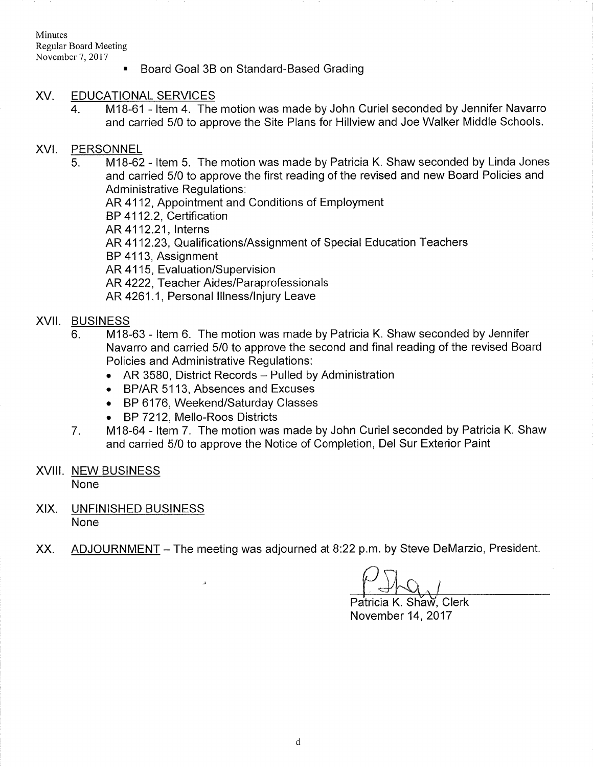- Board Goal 3B on Standard-Based Grading

## XV. EDUCATIONAL SERVICES

4. M18-61 - Item 4. The motion was made by John Curiel seconded by Jennifer Navarro and carried 5/0 to approve the Site Plans for Hillview and Joe Walker Middle Schools.

## XVI. PERSONNEL

5. M18-62 - Item 5. The motion was made by Patricia K. Shaw seconded by Linda Jones and carried 5/0 to approve the first reading of the revised and new Board Policies and Administrative Regulations:
   AR 4112, Appointment and Conditions of Employment
   BP 4112.2, Certification
   AR 4112.21, Interns
   AR 4112.23, Qualifications/Assignment of Special Education Teachers
   BP 4113, Assignment
   AR 4115, Evaluation/Supervision
   AR 4222, Teacher Aides/Paraprofessionals
   AR 4261.1, Personal Illness/Injury Leave

## XVII. BUSINESS

6. M18-63 - Item 6. The motion was made by Patricia K. Shaw seconded by Jennifer Navarro and carried 5/0 to approve the second and final reading of the revised Board Policies and Administrative Regulations:
   - AR 3580, District Records – Pulled by Administration
   - BP/AR 5113, Absences and Excuses
   - BP 6176, Weekend/Saturday Classes
   - BP 7212, Mello-Roos Districts
7. M18-64 - Item 7. The motion was made by John Curiel seconded by Patricia K. Shaw and carried 5/0 to approve the Notice of Completion, Del Sur Exterior Paint

## XVIII. NEW BUSINESS

None

## XIX. UNFINISHED BUSINESS

None

## XX. ADJOURNMENT – The meeting was adjourned at 8:22 p.m. by Steve DeMarzio, President.

Patricia K. Shaw, Clerk
November 14, 2017